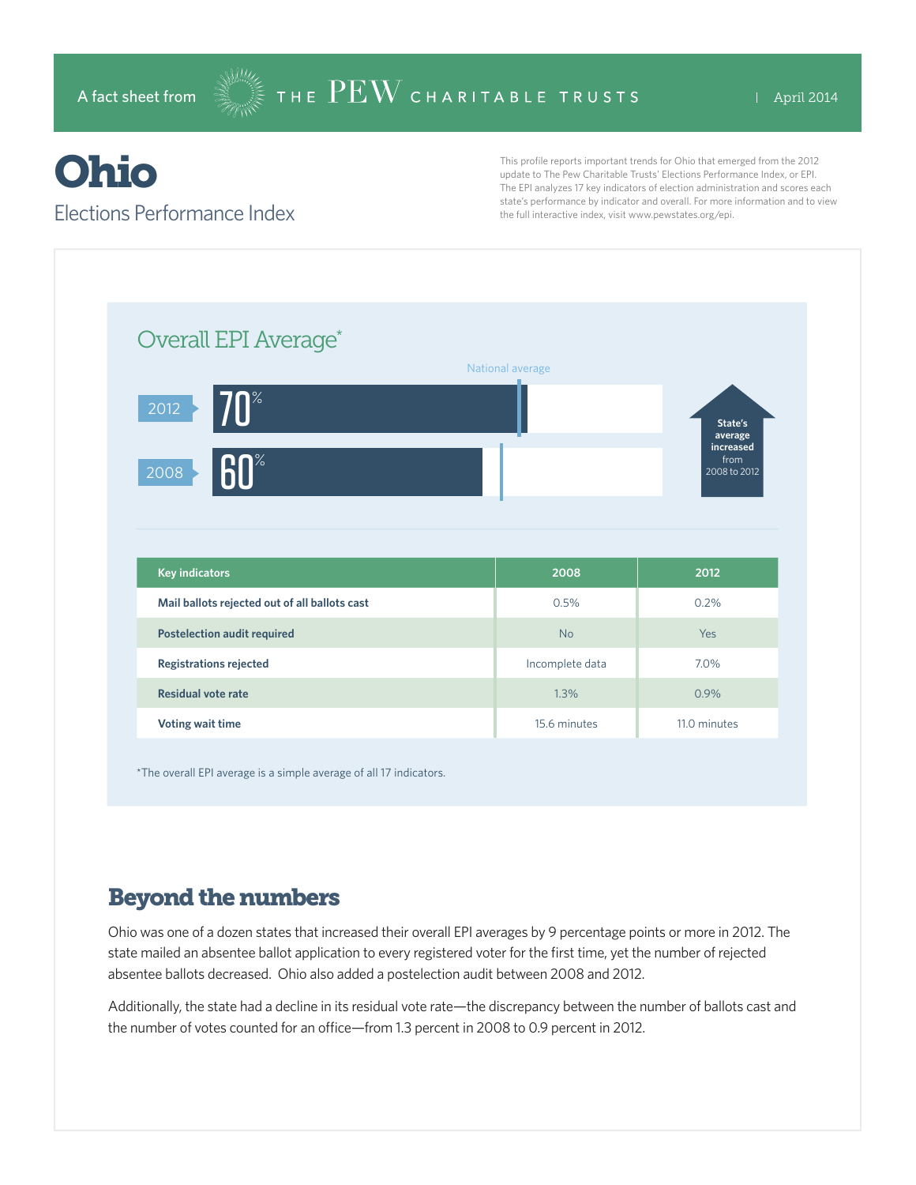A fact sheet from THE PEW CHARITABLE TRUSTS | April 2014

# Ohio

## Elections Performance Index

This profile reports important trends for Ohio that emerged from the 2012 update to The Pew Charitable Trusts' Elections Performance Index, or EPI. The EPI analyzes 17 key indicators of election administration and scores each state's performance by indicator and overall. For more information and to view the full interactive index, visit www.pewstates.org/epi.

### Overall EPI Average*

National average

2012 — 70%

2008 — 60%

State's average increased from 2008 to 2012

| Key indicators | 2008 | 2012 |
|---|---|---|
| Mail ballots rejected out of all ballots cast | 0.5% | 0.2% |
| Postelection audit required | No | Yes |
| Registrations rejected | Incomplete data | 7.0% |
| Residual vote rate | 1.3% | 0.9% |
| Voting wait time | 15.6 minutes | 11.0 minutes |

*The overall EPI average is a simple average of all 17 indicators.

## Beyond the numbers

Ohio was one of a dozen states that increased their overall EPI averages by 9 percentage points or more in 2012. The state mailed an absentee ballot application to every registered voter for the first time, yet the number of rejected absentee ballots decreased. Ohio also added a postelection audit between 2008 and 2012.

Additionally, the state had a decline in its residual vote rate—the discrepancy between the number of ballots cast and the number of votes counted for an office—from 1.3 percent in 2008 to 0.9 percent in 2012.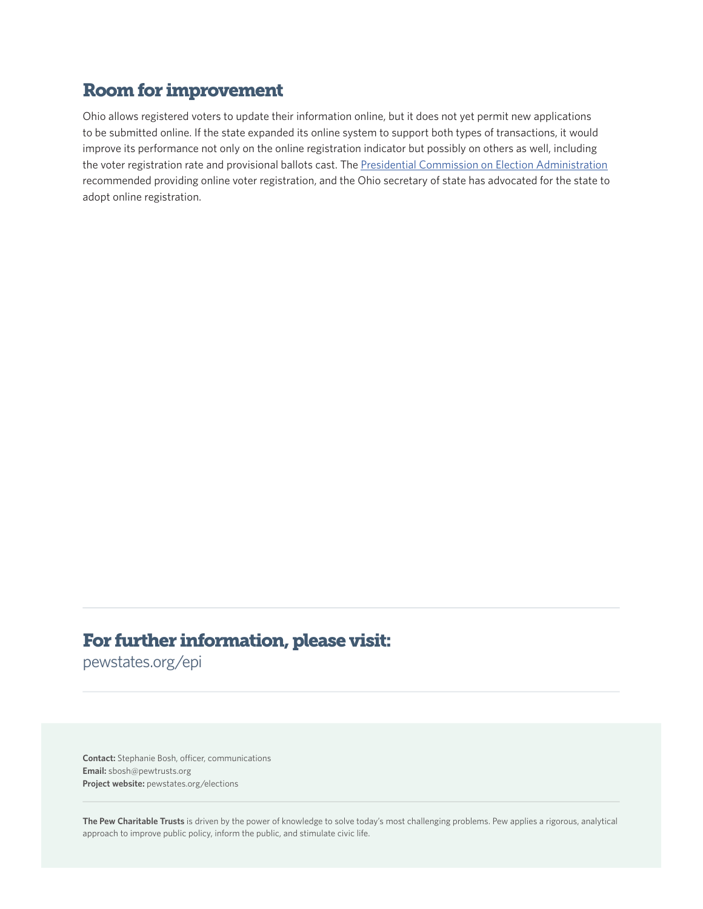## Room for improvement

Ohio allows registered voters to update their information online, but it does not yet permit new applications to be submitted online. If the state expanded its online system to support both types of transactions, it would improve its performance not only on the online registration indicator but possibly on others as well, including the voter registration rate and provisional ballots cast. The Presidential Commission on Election Administration recommended providing online voter registration, and the Ohio secretary of state has advocated for the state to adopt online registration.

---

## For further information, please visit:

pewstates.org/epi

---

**Contact:** Stephanie Bosh, officer, communications
**Email:** sbosh@pewtrusts.org
**Project website:** pewstates.org/elections

---

**The Pew Charitable Trusts** is driven by the power of knowledge to solve today's most challenging problems. Pew applies a rigorous, analytical approach to improve public policy, inform the public, and stimulate civic life.